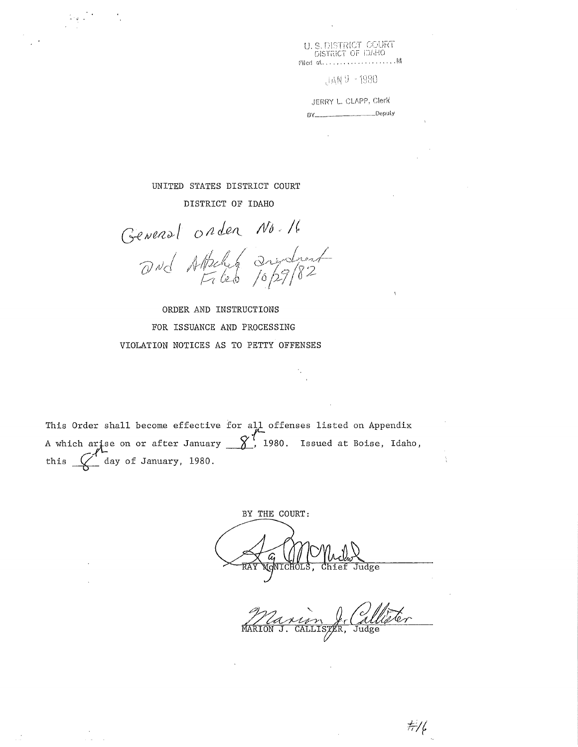U. S. DISTRICT COURT
DISTRICT OF IDAHO
Filed at.....................M

JAN 9 - 1980

JERRY L. CLAPP, Clerk
BY_____________Deputy

UNITED STATES DISTRICT COURT

DISTRICT OF IDAHO

General order No. 16
and Attached amendment Filed 10/29/82

ORDER AND INSTRUCTIONS
FOR ISSUANCE AND PROCESSING
VIOLATION NOTICES AS TO PETTY OFFENSES

This Order shall become effective for all offenses listed on Appendix A which arise on or after January 8th, 1980. Issued at Boise, Idaho, this 8th day of January, 1980.

BY THE COURT:

RAY McNICHOLS, Chief Judge

MARION J. CALLISTER, Judge

#16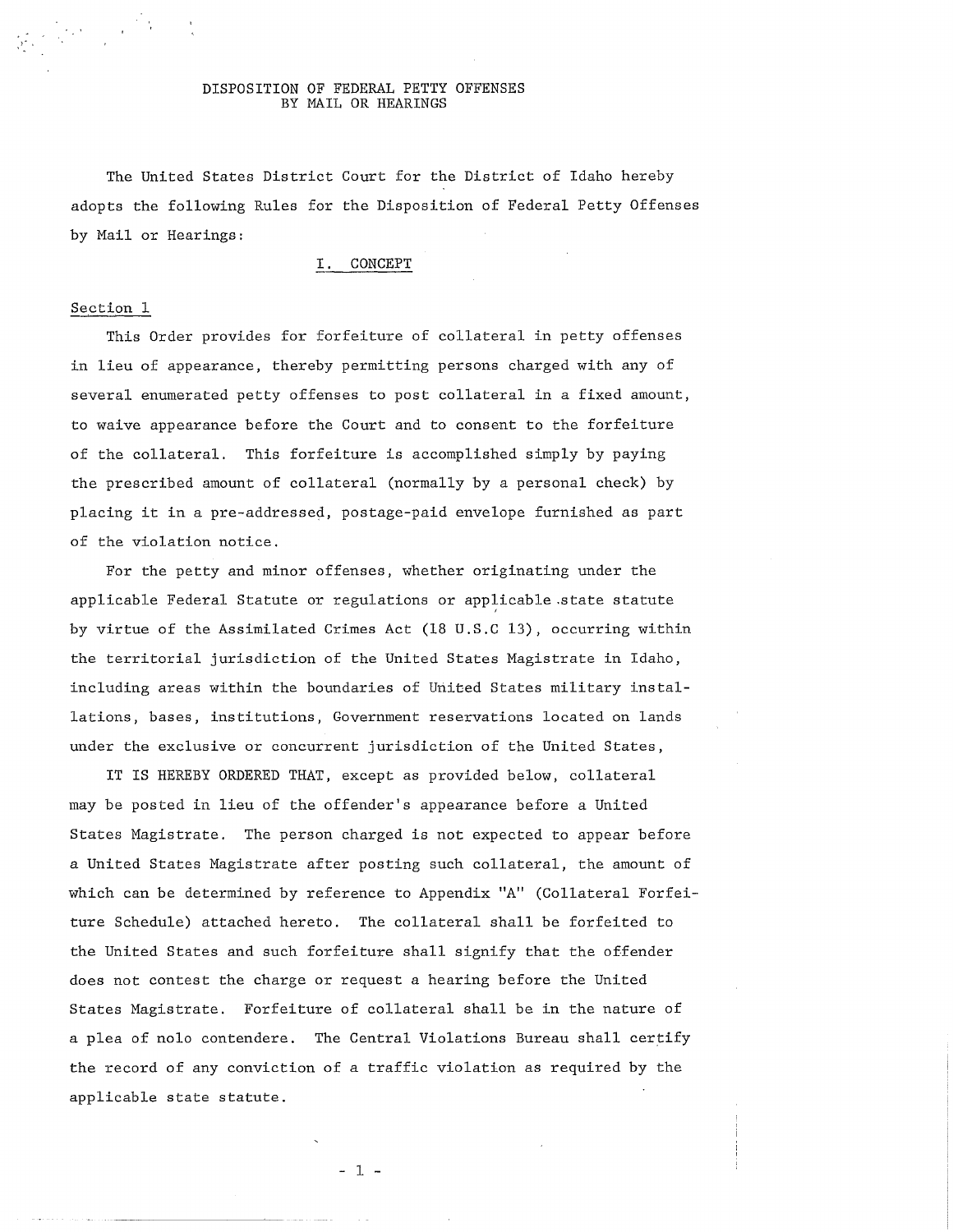# DISPOSITION OF FEDERAL PETTY OFFENSES BY MAIL OR HEARINGS

The United States District Court for the District of Idaho hereby adopts the following Rules for the Disposition of Federal Petty Offenses by Mail or Hearings:

## I. CONCEPT

### Section 1

This Order provides for forfeiture of collateral in petty offenses in lieu of appearance, thereby permitting persons charged with any of several enumerated petty offenses to post collateral in a fixed amount, to waive appearance before the Court and to consent to the forfeiture of the collateral. This forfeiture is accomplished simply by paying the prescribed amount of collateral (normally by a personal check) by placing it in a pre-addressed, postage-paid envelope furnished as part of the violation notice.

For the petty and minor offenses, whether originating under the applicable Federal Statute or regulations or applicable state statute by virtue of the Assimilated Crimes Act (18 U.S.C 13), occurring within the territorial jurisdiction of the United States Magistrate in Idaho, including areas within the boundaries of United States military installations, bases, institutions, Government reservations located on lands under the exclusive or concurrent jurisdiction of the United States,

IT IS HEREBY ORDERED THAT, except as provided below, collateral may be posted in lieu of the offender's appearance before a United States Magistrate. The person charged is not expected to appear before a United States Magistrate after posting such collateral, the amount of which can be determined by reference to Appendix "A" (Collateral Forfeiture Schedule) attached hereto. The collateral shall be forfeited to the United States and such forfeiture shall signify that the offender does not contest the charge or request a hearing before the United States Magistrate. Forfeiture of collateral shall be in the nature of a plea of nolo contendere. The Central Violations Bureau shall certify the record of any conviction of a traffic violation as required by the applicable state statute.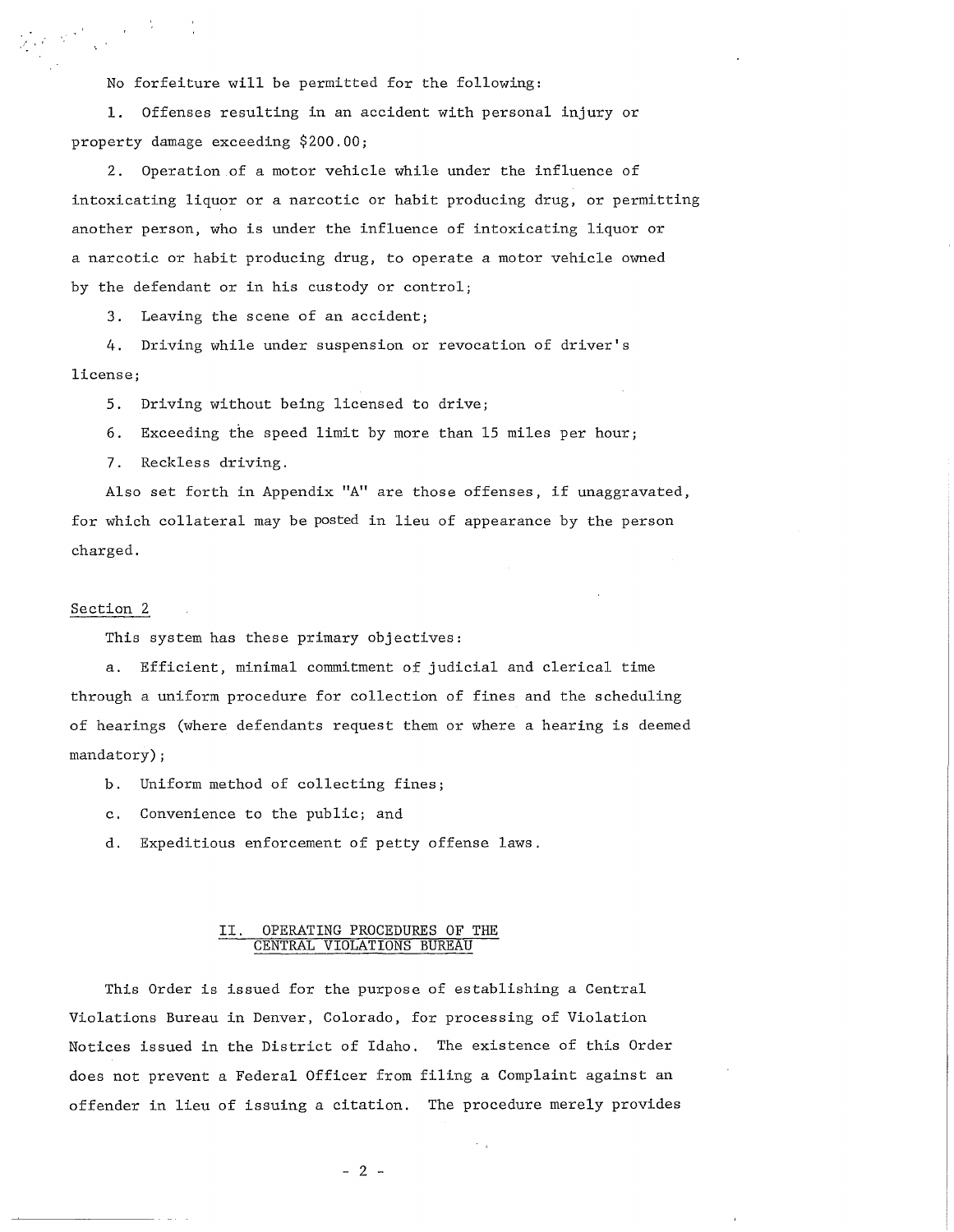No forfeiture will be permitted for the following:

1. Offenses resulting in an accident with personal injury or property damage exceeding $200.00;

2. Operation of a motor vehicle while under the influence of intoxicating liquor or a narcotic or habit producing drug, or permitting another person, who is under the influence of intoxicating liquor or a narcotic or habit producing drug, to operate a motor vehicle owned by the defendant or in his custody or control;

3. Leaving the scene of an accident;

4. Driving while under suspension or revocation of driver's license;

5. Driving without being licensed to drive;

6. Exceeding the speed limit by more than 15 miles per hour;

7. Reckless driving.

Also set forth in Appendix "A" are those offenses, if unaggravated, for which collateral may be posted in lieu of appearance by the person charged.

Section 2

This system has these primary objectives:

a. Efficient, minimal commitment of judicial and clerical time through a uniform procedure for collection of fines and the scheduling of hearings (where defendants request them or where a hearing is deemed mandatory);

b. Uniform method of collecting fines;

c. Convenience to the public; and

d. Expeditious enforcement of petty offense laws.

## II. OPERATING PROCEDURES OF THE CENTRAL VIOLATIONS BUREAU

This Order is issued for the purpose of establishing a Central Violations Bureau in Denver, Colorado, for processing of Violation Notices issued in the District of Idaho. The existence of this Order does not prevent a Federal Officer from filing a Complaint against an offender in lieu of issuing a citation. The procedure merely provides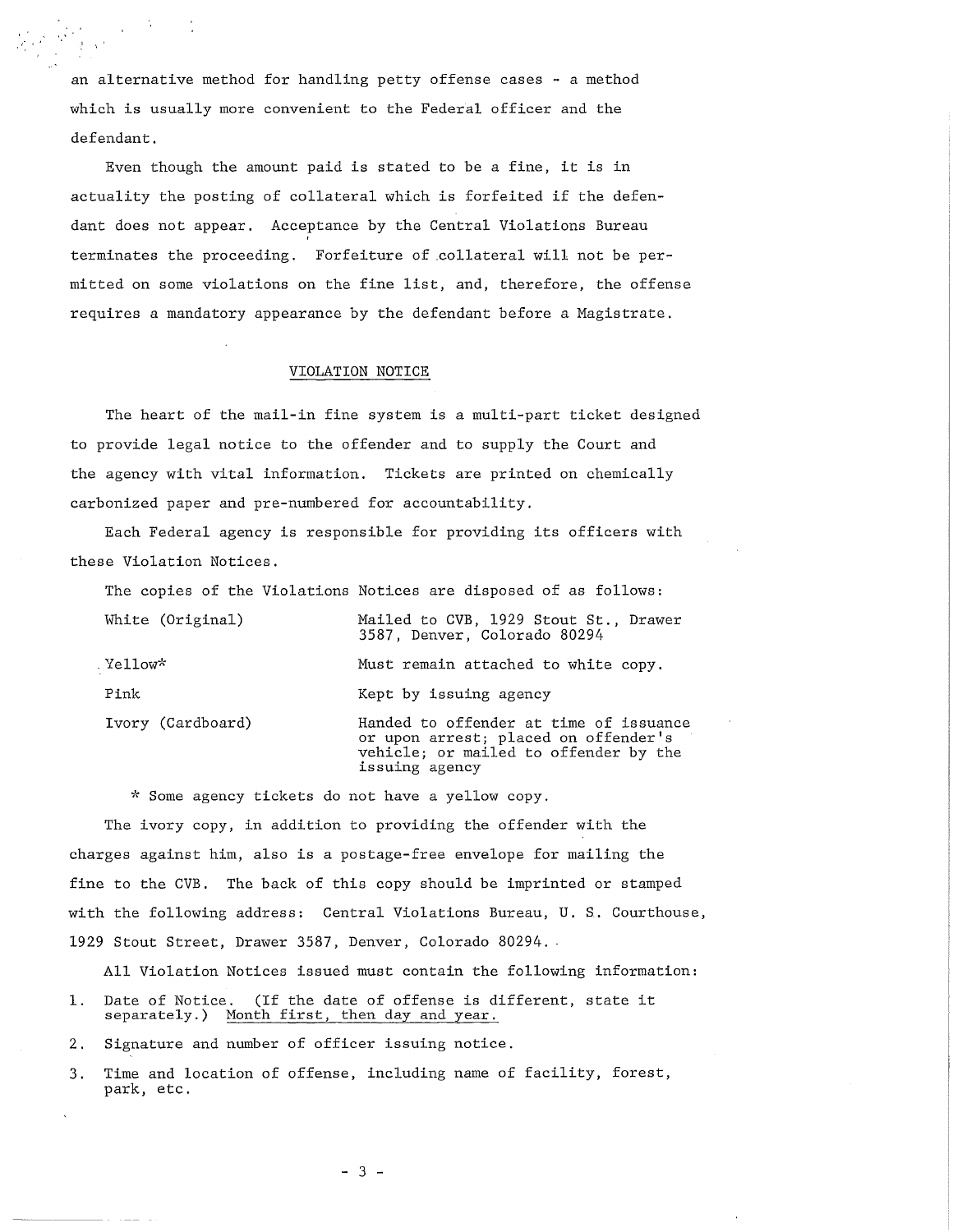an alternative method for handling petty offense cases - a method which is usually more convenient to the Federal officer and the defendant.

Even though the amount paid is stated to be a fine, it is in actuality the posting of collateral which is forfeited if the defendant does not appear. Acceptance by the Central Violations Bureau terminates the proceeding. Forfeiture of collateral will not be permitted on some violations on the fine list, and, therefore, the offense requires a mandatory appearance by the defendant before a Magistrate.

## VIOLATION NOTICE

The heart of the mail-in fine system is a multi-part ticket designed to provide legal notice to the offender and to supply the Court and the agency with vital information. Tickets are printed on chemically carbonized paper and pre-numbered for accountability.

Each Federal agency is responsible for providing its officers with these Violation Notices.

The copies of the Violations Notices are disposed of as follows:

| | |
|---|---|
| White (Original) | Mailed to CVB, 1929 Stout St., Drawer 3587, Denver, Colorado 80294 |
| Yellow* | Must remain attached to white copy. |
| Pink | Kept by issuing agency |
| Ivory (Cardboard) | Handed to offender at time of issuance or upon arrest; placed on offender's vehicle; or mailed to offender by the issuing agency |

\* Some agency tickets do not have a yellow copy.

The ivory copy, in addition to providing the offender with the charges against him, also is a postage-free envelope for mailing the fine to the CVB. The back of this copy should be imprinted or stamped with the following address: Central Violations Bureau, U. S. Courthouse, 1929 Stout Street, Drawer 3587, Denver, Colorado 80294.

All Violation Notices issued must contain the following information:

1. Date of Notice. (If the date of offense is different, state it separately.) Month first, then day and year.
2. Signature and number of officer issuing notice.
3. Time and location of offense, including name of facility, forest, park, etc.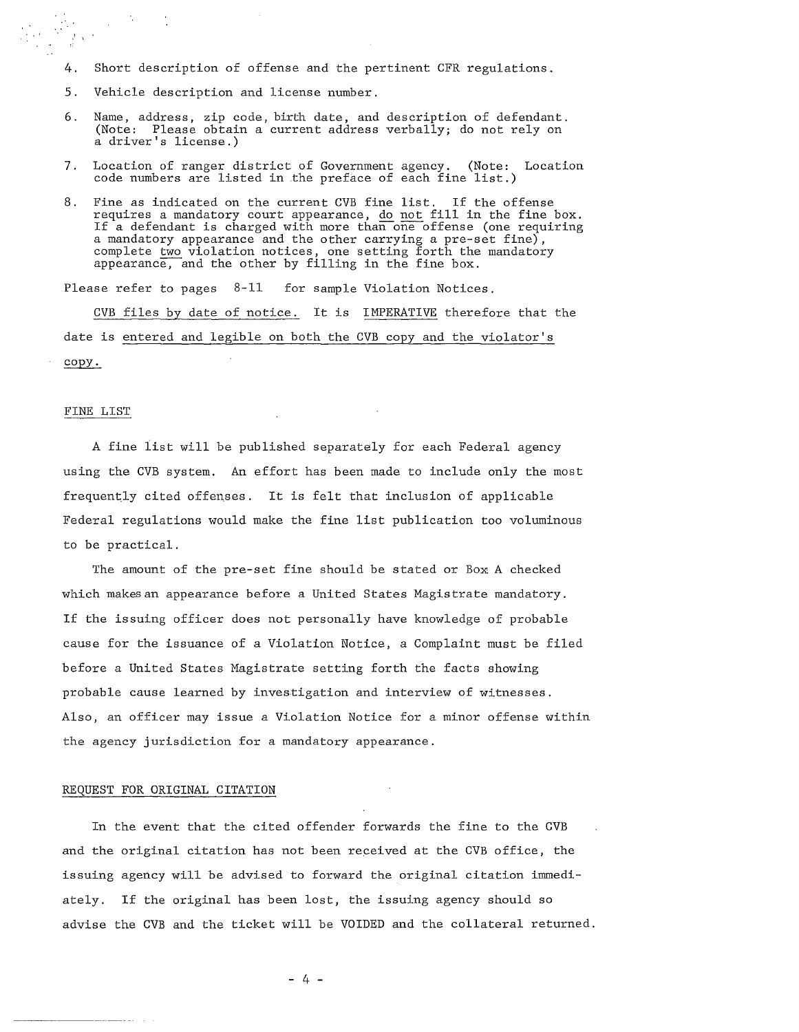4. Short description of offense and the pertinent CFR regulations.

5. Vehicle description and license number.

6. Name, address, zip code, birth date, and description of defendant. (Note: Please obtain a current address verbally; do not rely on a driver's license.)

7. Location of ranger district of Government agency. (Note: Location code numbers are listed in the preface of each fine list.)

8. Fine as indicated on the current CVB fine list. If the offense requires a mandatory court appearance, do not fill in the fine box. If a defendant is charged with more than one offense (one requiring a mandatory appearance and the other carrying a pre-set fine), complete two violation notices, one setting forth the mandatory appearance, and the other by filling in the fine box.

Please refer to pages 8-11 for sample Violation Notices.

CVB files by date of notice. It is IMPERATIVE therefore that the date is entered and legible on both the CVB copy and the violator's copy.

## FINE LIST

A fine list will be published separately for each Federal agency using the CVB system. An effort has been made to include only the most frequently cited offenses. It is felt that inclusion of applicable Federal regulations would make the fine list publication too voluminous to be practical.

The amount of the pre-set fine should be stated or Box A checked which makes an appearance before a United States Magistrate mandatory. If the issuing officer does not personally have knowledge of probable cause for the issuance of a Violation Notice, a Complaint must be filed before a United States Magistrate setting forth the facts showing probable cause learned by investigation and interview of witnesses. Also, an officer may issue a Violation Notice for a minor offense within the agency jurisdiction for a mandatory appearance.

## REQUEST FOR ORIGINAL CITATION

In the event that the cited offender forwards the fine to the CVB and the original citation has not been received at the CVB office, the issuing agency will be advised to forward the original citation immediately. If the original has been lost, the issuing agency should so advise the CVB and the ticket will be VOIDED and the collateral returned.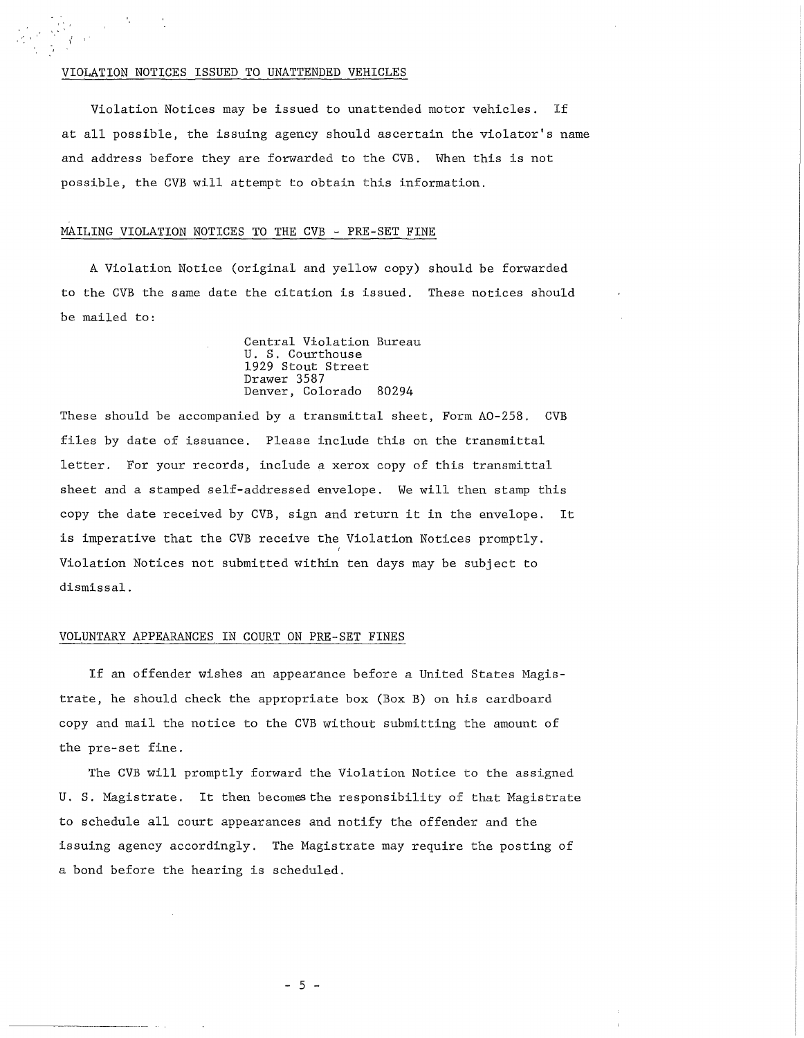## VIOLATION NOTICES ISSUED TO UNATTENDED VEHICLES

Violation Notices may be issued to unattended motor vehicles. If at all possible, the issuing agency should ascertain the violator's name and address before they are forwarded to the CVB. When this is not possible, the CVB will attempt to obtain this information.

## MAILING VIOLATION NOTICES TO THE CVB - PRE-SET FINE

A Violation Notice (original and yellow copy) should be forwarded to the CVB the same date the citation is issued. These notices should be mailed to:

Central Violation Bureau
U. S. Courthouse
1929 Stout Street
Drawer 3587
Denver, Colorado 80294

These should be accompanied by a transmittal sheet, Form AO-258. CVB files by date of issuance. Please include this on the transmittal letter. For your records, include a xerox copy of this transmittal sheet and a stamped self-addressed envelope. We will then stamp this copy the date received by CVB, sign and return it in the envelope. It is imperative that the CVB receive the Violation Notices promptly. Violation Notices not submitted within ten days may be subject to dismissal.

## VOLUNTARY APPEARANCES IN COURT ON PRE-SET FINES

If an offender wishes an appearance before a United States Magistrate, he should check the appropriate box (Box B) on his cardboard copy and mail the notice to the CVB without submitting the amount of the pre-set fine.

The CVB will promptly forward the Violation Notice to the assigned U. S. Magistrate. It then becomes the responsibility of that Magistrate to schedule all court appearances and notify the offender and the issuing agency accordingly. The Magistrate may require the posting of a bond before the hearing is scheduled.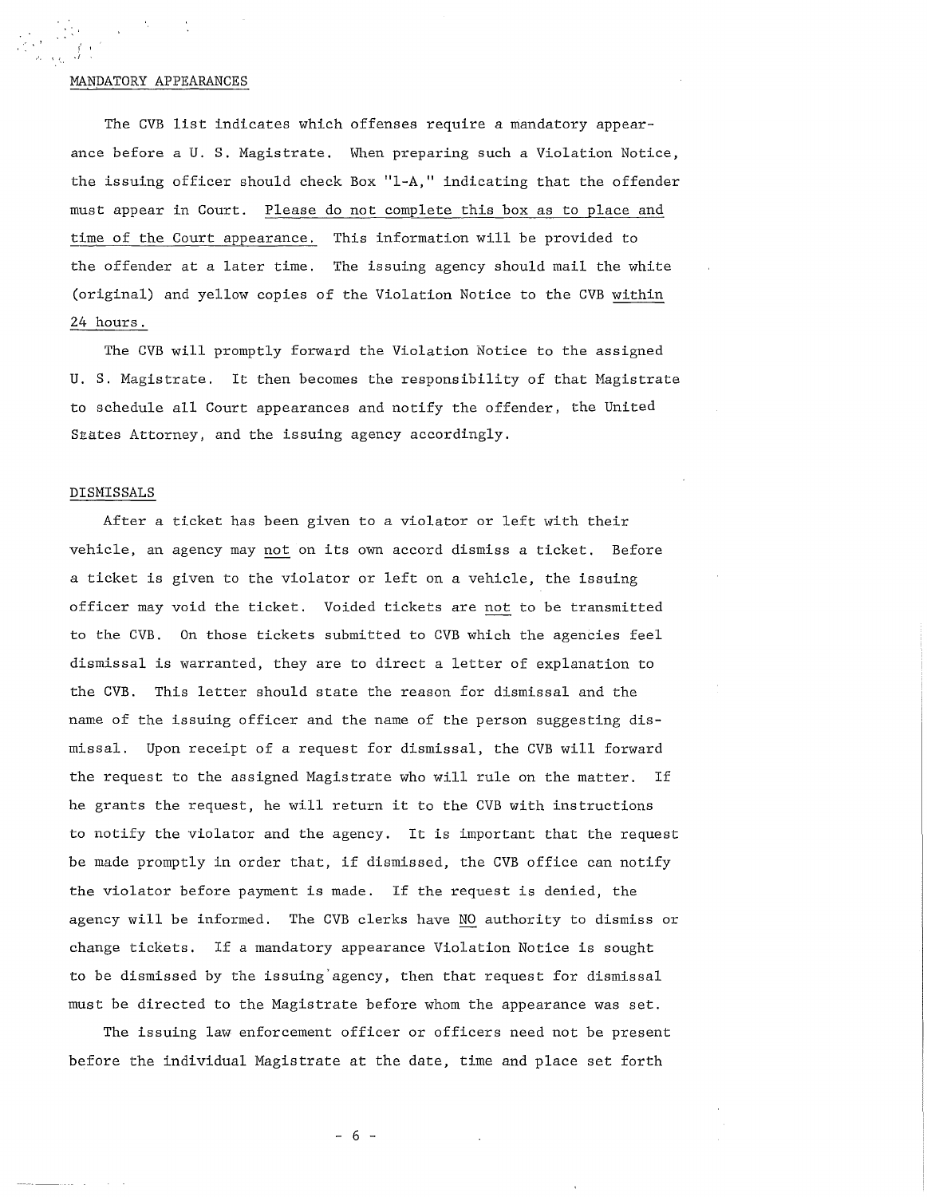## MANDATORY APPEARANCES

The CVB list indicates which offenses require a mandatory appearance before a U. S. Magistrate. When preparing such a Violation Notice, the issuing officer should check Box "1-A," indicating that the offender must appear in Court. Please do not complete this box as to place and time of the Court appearance. This information will be provided to the offender at a later time. The issuing agency should mail the white (original) and yellow copies of the Violation Notice to the CVB within 24 hours.

The CVB will promptly forward the Violation Notice to the assigned U. S. Magistrate. It then becomes the responsibility of that Magistrate to schedule all Court appearances and notify the offender, the United States Attorney, and the issuing agency accordingly.

## DISMISSALS

After a ticket has been given to a violator or left with their vehicle, an agency may not on its own accord dismiss a ticket. Before a ticket is given to the violator or left on a vehicle, the issuing officer may void the ticket. Voided tickets are not to be transmitted to the CVB. On those tickets submitted to CVB which the agencies feel dismissal is warranted, they are to direct a letter of explanation to the CVB. This letter should state the reason for dismissal and the name of the issuing officer and the name of the person suggesting dismissal. Upon receipt of a request for dismissal, the CVB will forward the request to the assigned Magistrate who will rule on the matter. If he grants the request, he will return it to the CVB with instructions to notify the violator and the agency. It is important that the request be made promptly in order that, if dismissed, the CVB office can notify the violator before payment is made. If the request is denied, the agency will be informed. The CVB clerks have NO authority to dismiss or change tickets. If a mandatory appearance Violation Notice is sought to be dismissed by the issuing agency, then that request for dismissal must be directed to the Magistrate before whom the appearance was set.

The issuing law enforcement officer or officers need not be present before the individual Magistrate at the date, time and place set forth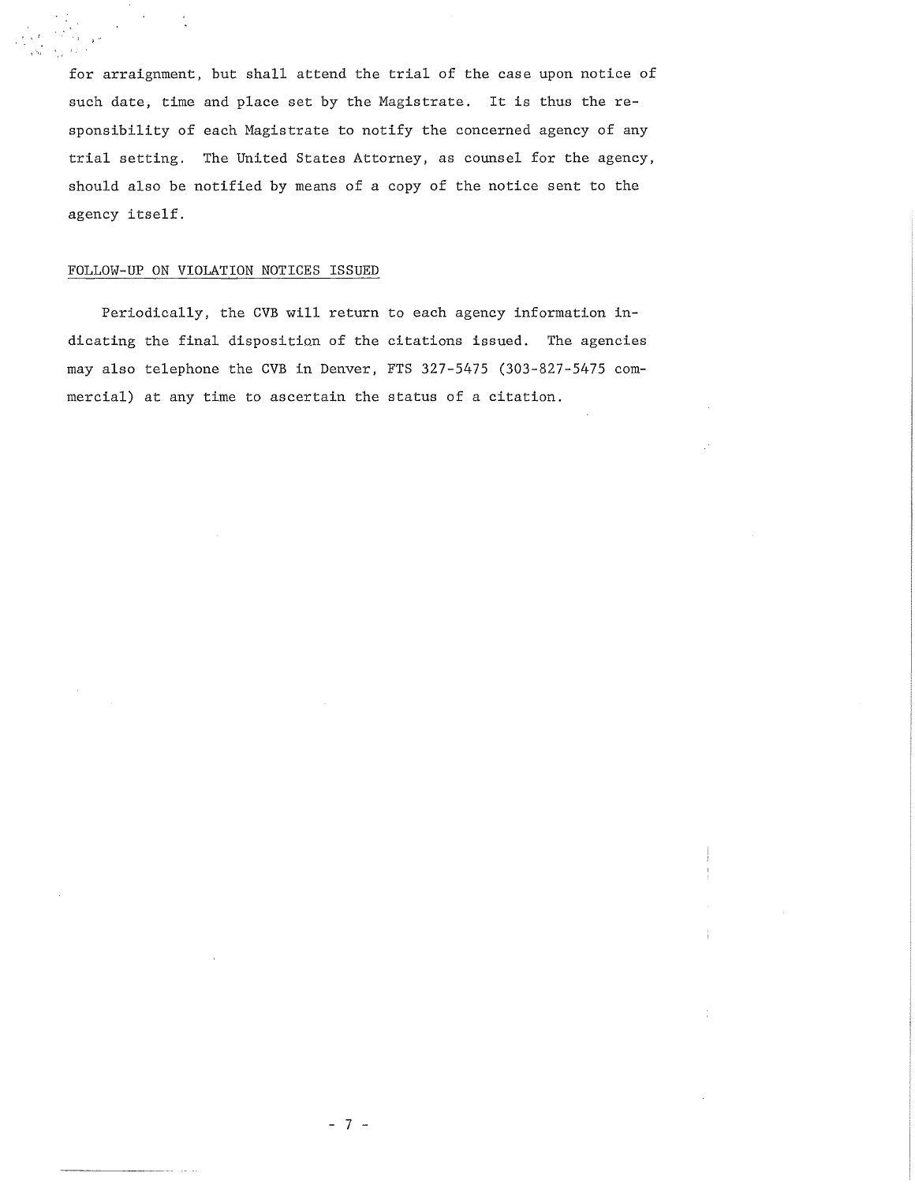for arraignment, but shall attend the trial of the case upon notice of such date, time and place set by the Magistrate. It is thus the responsibility of each Magistrate to notify the concerned agency of any trial setting. The United States Attorney, as counsel for the agency, should also be notified by means of a copy of the notice sent to the agency itself.

FOLLOW-UP ON VIOLATION NOTICES ISSUED

Periodically, the CVB will return to each agency information indicating the final disposition of the citations issued. The agencies may also telephone the CVB in Denver, FTS 327-5475 (303-827-5475 commercial) at any time to ascertain the status of a citation.